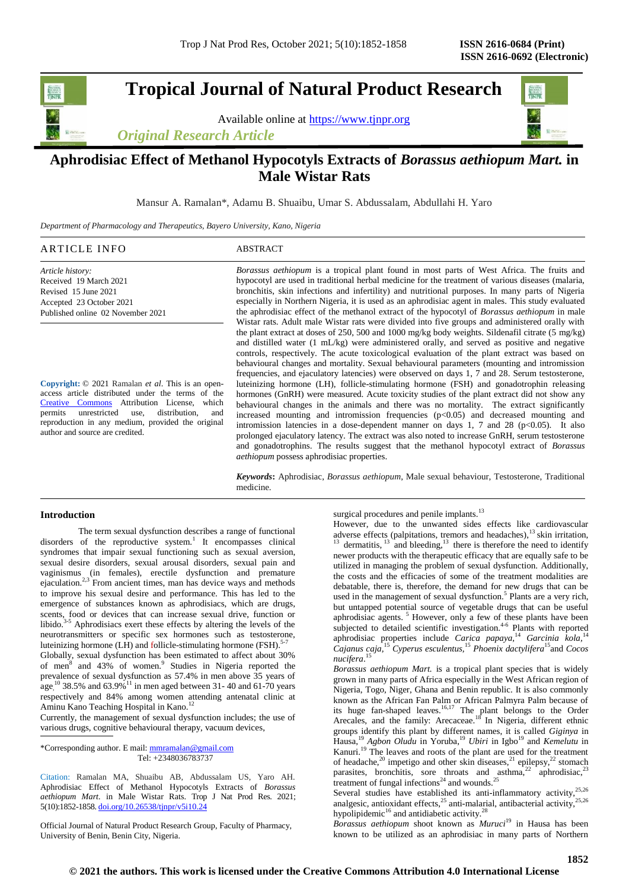# Tropical Journal of Natural Product Research

Available online at https://www.tjnpr.org

*Original Research Article*

# Aphrodisiac Effect of Methanol Hypocotyls Extracts of *Borassus aethiopum Mart.* in Male Wistar Rats

Mansur A. Ramalan*, Adamu B. Shuaibu, Umar S. Abdussalam, Abdullahi H. Yaro

*Department of Pharmacology and Therapeutics, Bayero University, Kano, Nigeria*

## ARTICLE INFO

*Article history:*
Received 19 March 2021
Revised 15 June 2021
Accepted 23 October 2021
Published online 02 November 2021

**Copyright:** © 2021 Ramalan *et al*. This is an open-access article distributed under the terms of the Creative Commons Attribution License, which permits unrestricted use, distribution, and reproduction in any medium, provided the original author and source are credited.

## ABSTRACT

*Borassus aethiopum* is a tropical plant found in most parts of West Africa. The fruits and hypocotyl are used in traditional herbal medicine for the treatment of various diseases (malaria, bronchitis, skin infections and infertility) and nutritional purposes. In many parts of Nigeria especially in Northern Nigeria, it is used as an aphrodisiac agent in males. This study evaluated the aphrodisiac effect of the methanol extract of the hypocotyl of *Borassus aethiopum* in male Wistar rats. Adult male Wistar rats were divided into five groups and administered orally with the plant extract at doses of 250, 500 and 1000 mg/kg body weights. Sildenafil citrate (5 mg/kg) and distilled water (1 mL/kg) were administered orally, and served as positive and negative controls, respectively. The acute toxicological evaluation of the plant extract was based on behavioural changes and mortality. Sexual behavioural parameters (mounting and intromission frequencies, and ejaculatory latencies) were observed on days 1, 7 and 28. Serum testosterone, luteinizing hormone (LH), follicle-stimulating hormone (FSH) and gonadotrophin releasing hormones (GnRH) were measured. Acute toxicity studies of the plant extract did not show any behavioural changes in the animals and there was no mortality. The extract significantly increased mounting and intromission frequencies ($p<0.05$) and decreased mounting and intromission latencies in a dose-dependent manner on days 1, 7 and 28 ($p<0.05$). It also prolonged ejaculatory latency. The extract was also noted to increase GnRH, serum testosterone and gonadotrophins. The results suggest that the methanol hypocotyl extract of *Borassus aethiopum* possess aphrodisiac properties.

***Keywords*:** Aphrodisiac, *Borassus aethiopum*, Male sexual behaviour, Testosterone, Traditional medicine.

## Introduction

The term sexual dysfunction describes a range of functional disorders of the reproductive system.[1] It encompasses clinical syndromes that impair sexual functioning such as sexual aversion, sexual desire disorders, sexual arousal disorders, sexual pain and vaginismus (in females), erectile dysfunction and premature ejaculation.[2,3] From ancient times, man has device ways and methods to improve his sexual desire and performance. This has led to the emergence of substances known as aphrodisiacs, which are drugs, scents, food or devices that can increase sexual drive, function or libido.[3-5] Aphrodisiacs exert these effects by altering the levels of the neurotransmitters or specific sex hormones such as testosterone, luteinizing hormone (LH) and follicle-stimulating hormone (FSH).[5-7]

Globally, sexual dysfunction has been estimated to affect about 30% of men[8] and 43% of women.[9] Studies in Nigeria reported the prevalence of sexual dysfunction as 57.4% in men above 35 years of age,[10] 38.5% and 63.9%[11] in men aged between 31- 40 and 61-70 years respectively and 84% among women attending antenatal clinic at Aminu Kano Teaching Hospital in Kano.[12]

Currently, the management of sexual dysfunction includes; the use of various drugs, cognitive behavioural therapy, vacuum devices, surgical procedures and penile implants.[13]

However, due to the unwanted sides effects like cardiovascular adverse effects (palpitations, tremors and headaches),[13] skin irritation,[13] dermatitis,[13] and bleeding,[13] there is therefore the need to identify newer products with the therapeutic efficacy that are equally safe to be utilized in managing the problem of sexual dysfunction. Additionally, the costs and the efficacies of some of the treatment modalities are debatable, there is, therefore, the demand for new drugs that can be used in the management of sexual dysfunction.[5] Plants are a very rich, but untapped potential source of vegetable drugs that can be useful aphrodisiac agents.[5] However, only a few of these plants have been subjected to detailed scientific investigation.[4-6] Plants with reported aphrodisiac properties include *Carica papaya*,[14] *Garcinia kola*,[14] *Cajanus caja*,[15] *Cyperus esculentus*,[15] *Phoenix dactylifera*[15] and *Cocos nucifera*.[15]

*Borassus aethiopum Mart.* is a tropical plant species that is widely grown in many parts of Africa especially in the West African region of Nigeria, Togo, Niger, Ghana and Benin republic. It is also commonly known as the African Fan Palm or African Palmyra Palm because of its huge fan-shaped leaves.[16,17] The plant belongs to the Order Arecales, and the family: Arecaceae.[18] In Nigeria, different ethnic groups identify this plant by different names, it is called *Giginya* in Hausa,[19] *Agbon Oludu* in Yoruba,[19] *Ubiri* in Igbo[19] and *Kemelutu* in Kanuri.[19] The leaves and roots of the plant are used for the treatment of headache,[20] impetigo and other skin diseases,[21] epilepsy,[22] stomach parasites, bronchitis, sore throats and asthma,[22] aphrodisiac,[23] treatment of fungal infections[24] and wounds.[25]

Several studies have established its anti-inflammatory activity,[25,26] analgesic, antioxidant effects,[25] anti-malarial, antibacterial activity,[25,26] hypolipidemic[16] and antidiabetic activity.[28]

*Borassus aethiopum* shoot known as *Muruci*[19] in Hausa has been known to be utilized as an aphrodisiac in many parts of Northern

*Corresponding author. E mail: mmramalan@gmail.com
Tel: +2348036783737

Citation: Ramalan MA, Shuaibu AB, Abdussalam US, Yaro AH. Aphrodisiac Effect of Methanol Hypocotyls Extracts of *Borassus aethiopum Mart*. in Male Wistar Rats. Trop J Nat Prod Res. 2021; 5(10):1852-1858. doi.org/10.26538/tjnpr/v5i10.24

Official Journal of Natural Product Research Group, Faculty of Pharmacy, University of Benin, Benin City, Nigeria.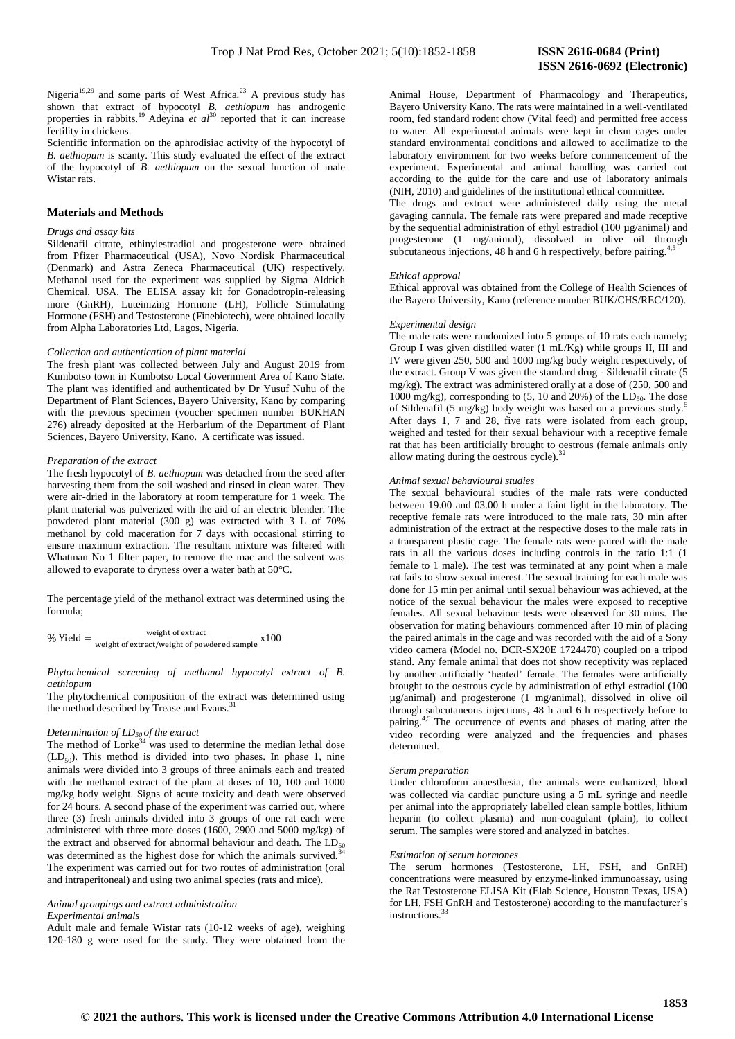Nigeria[19,29] and some parts of West Africa.[23] A previous study has shown that extract of hypocotyl *B. aethiopum* has androgenic properties in rabbits.[19] Adeyina *et al*[30] reported that it can increase fertility in chickens.

Scientific information on the aphrodisiac activity of the hypocotyl of *B. aethiopum* is scanty. This study evaluated the effect of the extract of the hypocotyl of *B. aethiopum* on the sexual function of male Wistar rats.

## Materials and Methods

### *Drugs and assay kits*

Sildenafil citrate, ethinylestradiol and progesterone were obtained from Pfizer Pharmaceutical (USA), Novo Nordisk Pharmaceutical (Denmark) and Astra Zeneca Pharmaceutical (UK) respectively. Methanol used for the experiment was supplied by Sigma Aldrich Chemical, USA. The ELISA assay kit for Gonadotropin-releasing more (GnRH), Luteinizing Hormone (LH), Follicle Stimulating Hormone (FSH) and Testosterone (Finebiotech), were obtained locally from Alpha Laboratories Ltd, Lagos, Nigeria.

### *Collection and authentication of plant material*

The fresh plant was collected between July and August 2019 from Kumbotso town in Kumbotso Local Government Area of Kano State. The plant was identified and authenticated by Dr Yusuf Nuhu of the Department of Plant Sciences, Bayero University, Kano by comparing with the previous specimen (voucher specimen number BUKHAN 276) already deposited at the Herbarium of the Department of Plant Sciences, Bayero University, Kano. A certificate was issued.

### *Preparation of the extract*

The fresh hypocotyl of *B. aethiopum* was detached from the seed after harvesting them from the soil washed and rinsed in clean water. They were air-dried in the laboratory at room temperature for 1 week. The plant material was pulverized with the aid of an electric blender. The powdered plant material (300 g) was extracted with 3 L of 70% methanol by cold maceration for 7 days with occasional stirring to ensure maximum extraction. The resultant mixture was filtered with Whatman No 1 filter paper, to remove the mac and the solvent was allowed to evaporate to dryness over a water bath at 50°C.

The percentage yield of the methanol extract was determined using the formula;

$$\% \text{ Yield} = \frac{\text{weight of extract}}{\text{weight of extract/weight of powdered sample}} \times 100$$

### *Phytochemical screening of methanol hypocotyl extract of B. aethiopum*

The phytochemical composition of the extract was determined using the method described by Trease and Evans.[31]

### *Determination of $LD_{50}$ of the extract*

The method of Lorke[34] was used to determine the median lethal dose ($LD_{50}$). This method is divided into two phases. In phase 1, nine animals were divided into 3 groups of three animals each and treated with the methanol extract of the plant at doses of 10, 100 and 1000 mg/kg body weight. Signs of acute toxicity and death were observed for 24 hours. A second phase of the experiment was carried out, where three (3) fresh animals divided into 3 groups of one rat each were administered with three more doses (1600, 2900 and 5000 mg/kg) of the extract and observed for abnormal behaviour and death. The $LD_{50}$ was determined as the highest dose for which the animals survived.[34] The experiment was carried out for two routes of administration (oral and intraperitoneal) and using two animal species (rats and mice).

### *Animal groupings and extract administration*

*Experimental animals*

Adult male and female Wistar rats (10-12 weeks of age), weighing 120-180 g were used for the study. They were obtained from the Animal House, Department of Pharmacology and Therapeutics, Bayero University Kano. The rats were maintained in a well-ventilated room, fed standard rodent chow (Vital feed) and permitted free access to water. All experimental animals were kept in clean cages under standard environmental conditions and allowed to acclimatize to the laboratory environment for two weeks before commencement of the experiment. Experimental and animal handling was carried out according to the guide for the care and use of laboratory animals (NIH, 2010) and guidelines of the institutional ethical committee.

The drugs and extract were administered daily using the metal gavaging cannula. The female rats were prepared and made receptive by the sequential administration of ethyl estradiol (100 µg/animal) and progesterone (1 mg/animal), dissolved in olive oil through subcutaneous injections, 48 h and 6 h respectively, before pairing.[4,5]

### *Ethical approval*

Ethical approval was obtained from the College of Health Sciences of the Bayero University, Kano (reference number BUK/CHS/REC/120).

### *Experimental design*

The male rats were randomized into 5 groups of 10 rats each namely; Group I was given distilled water (1 mL/Kg) while groups II, III and IV were given 250, 500 and 1000 mg/kg body weight respectively, of the extract. Group V was given the standard drug - Sildenafil citrate (5 mg/kg). The extract was administered orally at a dose of (250, 500 and 1000 mg/kg), corresponding to (5, 10 and 20%) of the $LD_{50}$. The dose of Sildenafil (5 mg/kg) body weight was based on a previous study.[5] After days 1, 7 and 28, five rats were isolated from each group, weighed and tested for their sexual behaviour with a receptive female rat that has been artificially brought to oestrous (female animals only allow mating during the oestrous cycle).[32]

### *Animal sexual behavioural studies*

The sexual behavioural studies of the male rats were conducted between 19.00 and 03.00 h under a faint light in the laboratory. The receptive female rats were introduced to the male rats, 30 min after administration of the extract at the respective doses to the male rats in a transparent plastic cage. The female rats were paired with the male rats in all the various doses including controls in the ratio 1:1 (1 female to 1 male). The test was terminated at any point when a male rat fails to show sexual interest. The sexual training for each male was done for 15 min per animal until sexual behaviour was achieved, at the notice of the sexual behaviour the males were exposed to receptive females. All sexual behaviour tests were observed for 30 mins. The observation for mating behaviours commenced after 10 min of placing the paired animals in the cage and was recorded with the aid of a Sony video camera (Model no. DCR-SX20E 1724470) coupled on a tripod stand. Any female animal that does not show receptivity was replaced by another artificially 'heated' female. The females were artificially brought to the oestrous cycle by administration of ethyl estradiol (100 µg/animal) and progesterone (1 mg/animal), dissolved in olive oil through subcutaneous injections, 48 h and 6 h respectively before to pairing.[4,5] The occurrence of events and phases of mating after the video recording were analyzed and the frequencies and phases determined.

### *Serum preparation*

Under chloroform anaesthesia, the animals were euthanized, blood was collected via cardiac puncture using a 5 mL syringe and needle per animal into the appropriately labelled clean sample bottles, lithium heparin (to collect plasma) and non-coagulant (plain), to collect serum. The samples were stored and analyzed in batches.

### *Estimation of serum hormones*

The serum hormones (Testosterone, LH, FSH, and GnRH) concentrations were measured by enzyme-linked immunoassay, using the Rat Testosterone ELISA Kit (Elab Science, Houston Texas, USA) for LH, FSH GnRH and Testosterone) according to the manufacturer's instructions.[33]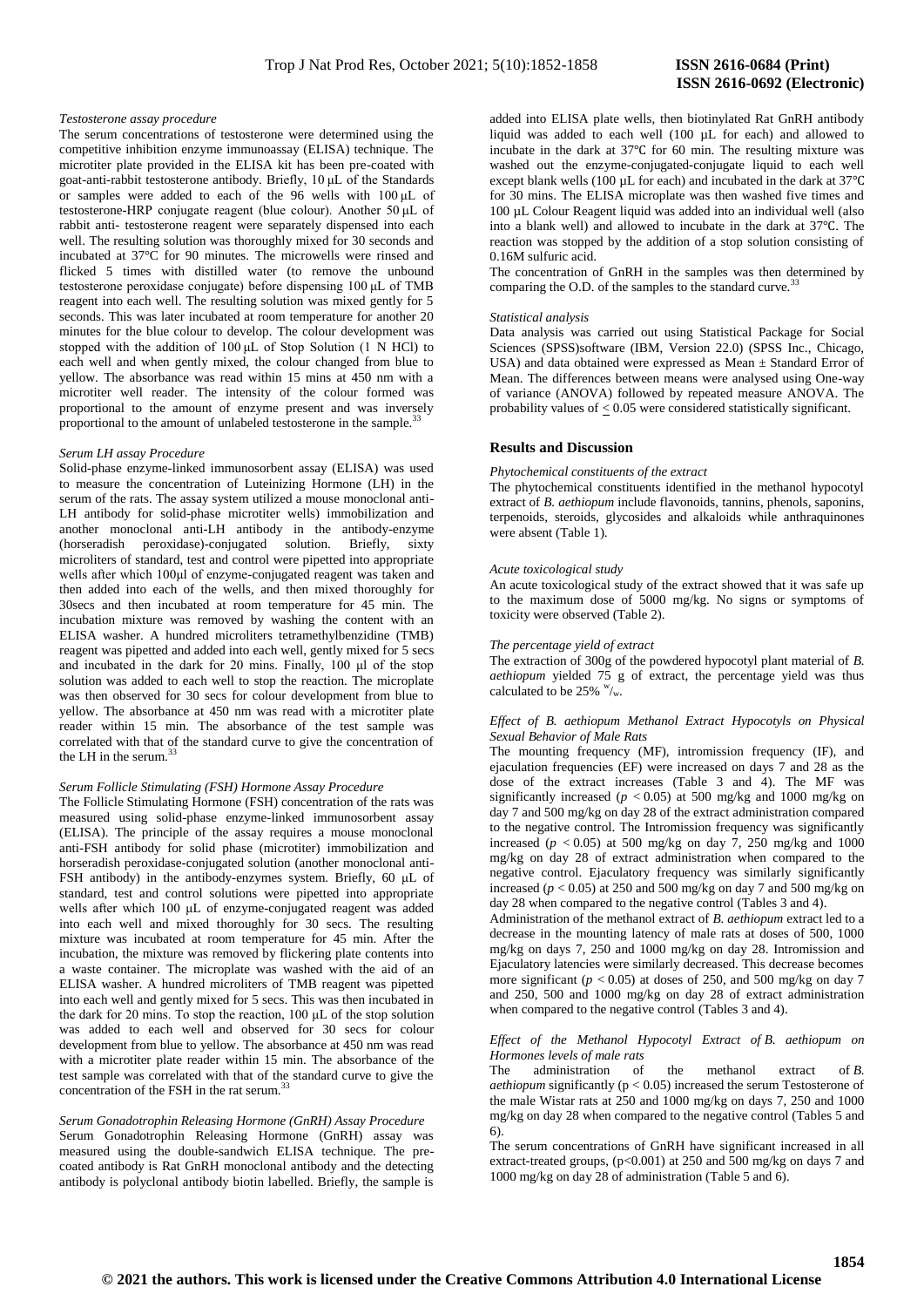*Testosterone assay procedure*

The serum concentrations of testosterone were determined using the competitive inhibition enzyme immunoassay (ELISA) technique. The microtiter plate provided in the ELISA kit has been pre-coated with goat-anti-rabbit testosterone antibody. Briefly, 10 μL of the Standards or samples were added to each of the 96 wells with 100 μL of testosterone-HRP conjugate reagent (blue colour). Another 50 μL of rabbit anti- testosterone reagent were separately dispensed into each well. The resulting solution was thoroughly mixed for 30 seconds and incubated at 37°C for 90 minutes. The microwells were rinsed and flicked 5 times with distilled water (to remove the unbound testosterone peroxidase conjugate) before dispensing 100 μL of TMB reagent into each well. The resulting solution was mixed gently for 5 seconds. This was later incubated at room temperature for another 20 minutes for the blue colour to develop. The colour development was stopped with the addition of 100 μL of Stop Solution (1 N HCl) to each well and when gently mixed, the colour changed from blue to yellow. The absorbance was read within 15 mins at 450 nm with a microtiter well reader. The intensity of the colour formed was proportional to the amount of enzyme present and was inversely proportional to the amount of unlabeled testosterone in the sample.[33]

*Serum LH assay Procedure*

Solid-phase enzyme-linked immunosorbent assay (ELISA) was used to measure the concentration of Luteinizing Hormone (LH) in the serum of the rats. The assay system utilized a mouse monoclonal anti-LH antibody for solid-phase microtiter wells) immobilization and another monoclonal anti-LH antibody in the antibody-enzyme (horseradish peroxidase)-conjugated solution. Briefly, sixty microliters of standard, test and control were pipetted into appropriate wells after which 100μl of enzyme-conjugated reagent was taken and then added into each of the wells, and then mixed thoroughly for 30secs and then incubated at room temperature for 45 min. The incubation mixture was removed by washing the content with an ELISA washer. A hundred microliters tetramethylbenzidine (TMB) reagent was pipetted and added into each well, gently mixed for 5 secs and incubated in the dark for 20 mins. Finally, 100 μl of the stop solution was added to each well to stop the reaction. The microplate was then observed for 30 secs for colour development from blue to yellow. The absorbance at 450 nm was read with a microtiter plate reader within 15 min. The absorbance of the test sample was correlated with that of the standard curve to give the concentration of the LH in the serum.[33]

*Serum Follicle Stimulating (FSH) Hormone Assay Procedure*

The Follicle Stimulating Hormone (FSH) concentration of the rats was measured using solid-phase enzyme-linked immunosorbent assay (ELISA). The principle of the assay requires a mouse monoclonal anti-FSH antibody for solid phase (microtiter) immobilization and horseradish peroxidase-conjugated solution (another monoclonal anti-FSH antibody) in the antibody-enzymes system. Briefly, 60 μL of standard, test and control solutions were pipetted into appropriate wells after which 100 μL of enzyme-conjugated reagent was added into each well and mixed thoroughly for 30 secs. The resulting mixture was incubated at room temperature for 45 min. After the incubation, the mixture was removed by flickering plate contents into a waste container. The microplate was washed with the aid of an ELISA washer. A hundred microliters of TMB reagent was pipetted into each well and gently mixed for 5 secs. This was then incubated in the dark for 20 mins. To stop the reaction, 100 μL of the stop solution was added to each well and observed for 30 secs for colour development from blue to yellow. The absorbance at 450 nm was read with a microtiter plate reader within 15 min. The absorbance of the test sample was correlated with that of the standard curve to give the concentration of the FSH in the rat serum.[33]

*Serum Gonadotrophin Releasing Hormone (GnRH) Assay Procedure*

Serum Gonadotrophin Releasing Hormone (GnRH) assay was measured using the double-sandwich ELISA technique. The pre-coated antibody is Rat GnRH monoclonal antibody and the detecting antibody is polyclonal antibody biotin labelled. Briefly, the sample is added into ELISA plate wells, then biotinylated Rat GnRH antibody liquid was added to each well (100 µL for each) and allowed to incubate in the dark at 37℃ for 60 min. The resulting mixture was washed out the enzyme-conjugated-conjugate liquid to each well except blank wells (100 µL for each) and incubated in the dark at 37℃ for 30 mins. The ELISA microplate was then washed five times and 100 µL Colour Reagent liquid was added into an individual well (also into a blank well) and allowed to incubate in the dark at 37℃. The reaction was stopped by the addition of a stop solution consisting of 0.16M sulfuric acid.

The concentration of GnRH in the samples was then determined by comparing the O.D. of the samples to the standard curve.[33]

*Statistical analysis*

Data analysis was carried out using Statistical Package for Social Sciences (SPSS)software (IBM, Version 22.0) (SPSS Inc., Chicago, USA) and data obtained were expressed as Mean ± Standard Error of Mean. The differences between means were analysed using One-way of variance (ANOVA) followed by repeated measure ANOVA. The probability values of $\leq 0.05$ were considered statistically significant.

## Results and Discussion

*Phytochemical constituents of the extract*

The phytochemical constituents identified in the methanol hypocotyl extract of *B. aethiopum* include flavonoids, tannins, phenols, saponins, terpenoids, steroids, glycosides and alkaloids while anthraquinones were absent (Table 1).

*Acute toxicological study*

An acute toxicological study of the extract showed that it was safe up to the maximum dose of 5000 mg/kg. No signs or symptoms of toxicity were observed (Table 2).

*The percentage yield of extract*

The extraction of 300g of the powdered hypocotyl plant material of *B. aethiopum* yielded 75 g of extract, the percentage yield was thus calculated to be 25% $^{w}/_{w}$.

*Effect of B. aethiopum Methanol Extract Hypocotyls on Physical Sexual Behavior of Male Rats*

The mounting frequency (MF), intromission frequency (IF), and ejaculation frequencies (EF) were increased on days 7 and 28 as the dose of the extract increases (Table 3 and 4). The MF was significantly increased ($p < 0.05$) at 500 mg/kg and 1000 mg/kg on day 7 and 500 mg/kg on day 28 of the extract administration compared to the negative control. The Intromission frequency was significantly increased ($p < 0.05$) at 500 mg/kg on day 7, 250 mg/kg and 1000 mg/kg on day 28 of extract administration when compared to the negative control. Ejaculatory frequency was similarly significantly increased ($p < 0.05$) at 250 and 500 mg/kg on day 7 and 500 mg/kg on day 28 when compared to the negative control (Tables 3 and 4).

Administration of the methanol extract of *B. aethiopum* extract led to a decrease in the mounting latency of male rats at doses of 500, 1000 mg/kg on days 7, 250 and 1000 mg/kg on day 28. Intromission and Ejaculatory latencies were similarly decreased. This decrease becomes more significant ($p < 0.05$) at doses of 250, and 500 mg/kg on day 7 and 250, 500 and 1000 mg/kg on day 28 of extract administration when compared to the negative control (Tables 3 and 4).

*Effect of the Methanol Hypocotyl Extract of B. aethiopum on Hormones levels of male rats*

The administration of the methanol extract of *B. aethiopum* significantly ($p < 0.05$) increased the serum Testosterone of the male Wistar rats at 250 and 1000 mg/kg on days 7, 250 and 1000 mg/kg on day 28 when compared to the negative control (Tables 5 and 6).

The serum concentrations of GnRH have significant increased in all extract-treated groups, ($p<0.001$) at 250 and 500 mg/kg on days 7 and 1000 mg/kg on day 28 of administration (Table 5 and 6).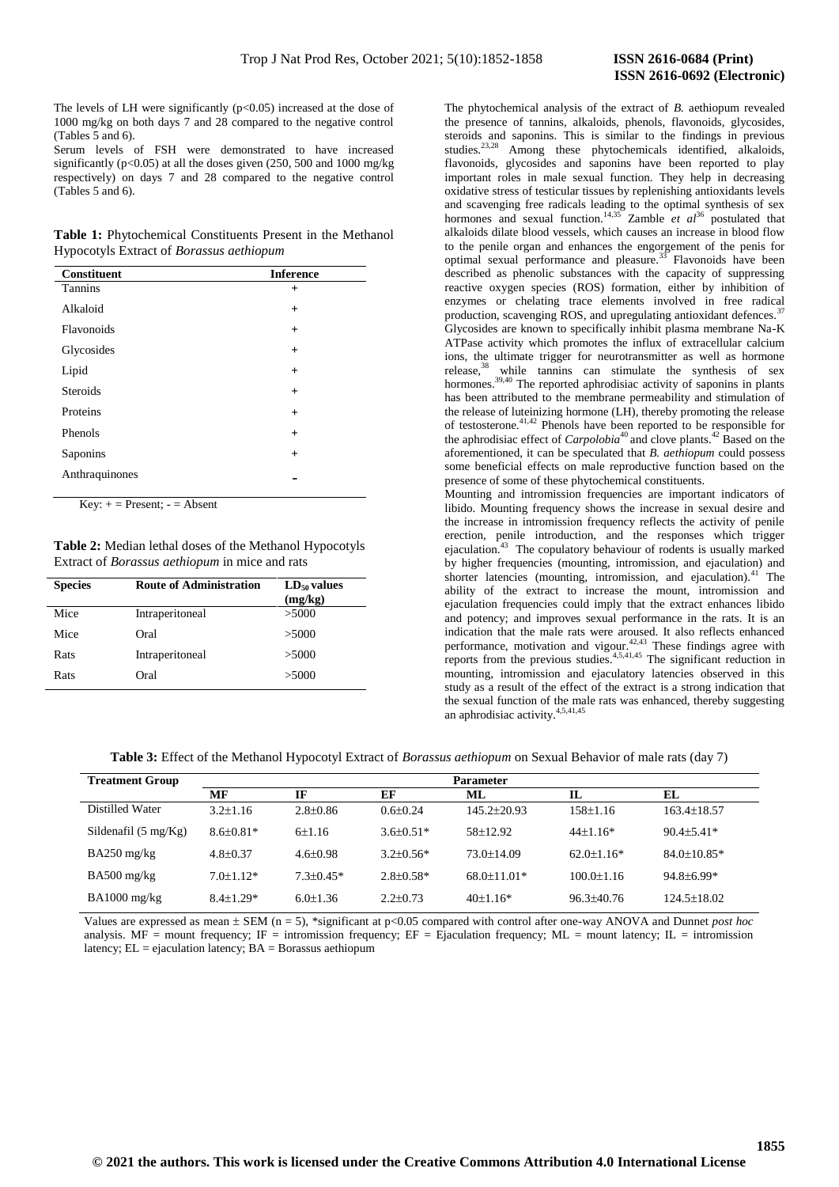The levels of LH were significantly ($p<0.05$) increased at the dose of 1000 mg/kg on both days 7 and 28 compared to the negative control (Tables 5 and 6).

Serum levels of FSH were demonstrated to have increased significantly ($p<0.05$) at all the doses given (250, 500 and 1000 mg/kg respectively) on days 7 and 28 compared to the negative control (Tables 5 and 6).

**Table 1:** Phytochemical Constituents Present in the Methanol Hypocotyls Extract of *Borassus aethiopum*

| Constituent | Inference |
|---|---|
| Tannins | + |
| Alkaloid | + |
| Flavonoids | + |
| Glycosides | + |
| Lipid | + |
| Steroids | + |
| Proteins | + |
| Phenols | + |
| Saponins | + |
| Anthraquinones | - |

Key: + = Present; - = Absent

**Table 2:** Median lethal doses of the Methanol Hypocotyls Extract of *Borassus aethiopum* in mice and rats

| Species | Route of Administration | $LD_{50}$ values (mg/kg) |
|---|---|---|
| Mice | Intraperitoneal | >5000 |
| Mice | Oral | >5000 |
| Rats | Intraperitoneal | >5000 |
| Rats | Oral | >5000 |

The phytochemical analysis of the extract of *B.* aethiopum revealed the presence of tannins, alkaloids, phenols, flavonoids, glycosides, steroids and saponins. This is similar to the findings in previous studies.[23,28] Among these phytochemicals identified, alkaloids, flavonoids, glycosides and saponins have been reported to play important roles in male sexual function. They help in decreasing oxidative stress of testicular tissues by replenishing antioxidants levels and scavenging free radicals leading to the optimal synthesis of sex hormones and sexual function.[14,35] Zamble *et al*[36] postulated that alkaloids dilate blood vessels, which causes an increase in blood flow to the penile organ and enhances the engorgement of the penis for optimal sexual performance and pleasure.[33] Flavonoids have been described as phenolic substances with the capacity of suppressing reactive oxygen species (ROS) formation, either by inhibition of enzymes or chelating trace elements involved in free radical production, scavenging ROS, and upregulating antioxidant defences.[37] Glycosides are known to specifically inhibit plasma membrane Na-K ATPase activity which promotes the influx of extracellular calcium ions, the ultimate trigger for neurotransmitter as well as hormone release,[38] while tannins can stimulate the synthesis of sex hormones.[39,40] The reported aphrodisiac activity of saponins in plants has been attributed to the membrane permeability and stimulation of the release of luteinizing hormone (LH), thereby promoting the release of testosterone.[41,42] Phenols have been reported to be responsible for the aphrodisiac effect of *Carpolobia*[40] and clove plants.[42] Based on the aforementioned, it can be speculated that *B. aethiopum* could possess some beneficial effects on male reproductive function based on the presence of some of these phytochemical constituents.

Mounting and intromission frequencies are important indicators of libido. Mounting frequency shows the increase in sexual desire and the increase in intromission frequency reflects the activity of penile erection, penile introduction, and the responses which trigger ejaculation.[43] The copulatory behaviour of rodents is usually marked by higher frequencies (mounting, intromission, and ejaculation) and shorter latencies (mounting, intromission, and ejaculation).[41] The ability of the extract to increase the mount, intromission and ejaculation frequencies could imply that the extract enhances libido and potency; and improves sexual performance in the rats. It is an indication that the male rats were aroused. It also reflects enhanced performance, motivation and vigour.[42,43] These findings agree with reports from the previous studies.[4,5,41,45] The significant reduction in mounting, intromission and ejaculatory latencies observed in this study as a result of the effect of the extract is a strong indication that the sexual function of the male rats was enhanced, thereby suggesting an aphrodisiac activity.[4,5,41,45]

**Table 3:** Effect of the Methanol Hypocotyl Extract of *Borassus aethiopum* on Sexual Behavior of male rats (day 7)

| Treatment Group | Parameter | | | | | |
|---|---|---|---|---|---|---|
| | MF | IF | EF | ML | IL | EL |
| Distilled Water | 3.2±1.16 | 2.8±0.86 | 0.6±0.24 | 145.2±20.93 | 158±1.16 | 163.4±18.57 |
| Sildenafil (5 mg/Kg) | 8.6±0.81* | 6±1.16 | 3.6±0.51* | 58±12.92 | 44±1.16* | 90.4±5.41* |
| BA250 mg/kg | 4.8±0.37 | 4.6±0.98 | 3.2±0.56* | 73.0±14.09 | 62.0±1.16* | 84.0±10.85* |
| BA500 mg/kg | 7.0±1.12* | 7.3±0.45* | 2.8±0.58* | 68.0±11.01* | 100.0±1.16 | 94.8±6.99* |
| BA1000 mg/kg | 8.4±1.29* | 6.0±1.36 | 2.2±0.73 | 40±1.16* | 96.3±40.76 | 124.5±18.02 |

Values are expressed as mean ± SEM (n = 5), *significant at $p<0.05$ compared with control after one-way ANOVA and Dunnet *post hoc* analysis. MF = mount frequency; IF = intromission frequency; EF = Ejaculation frequency; ML = mount latency; IL = intromission latency; EL = ejaculation latency; BA = Borassus aethiopum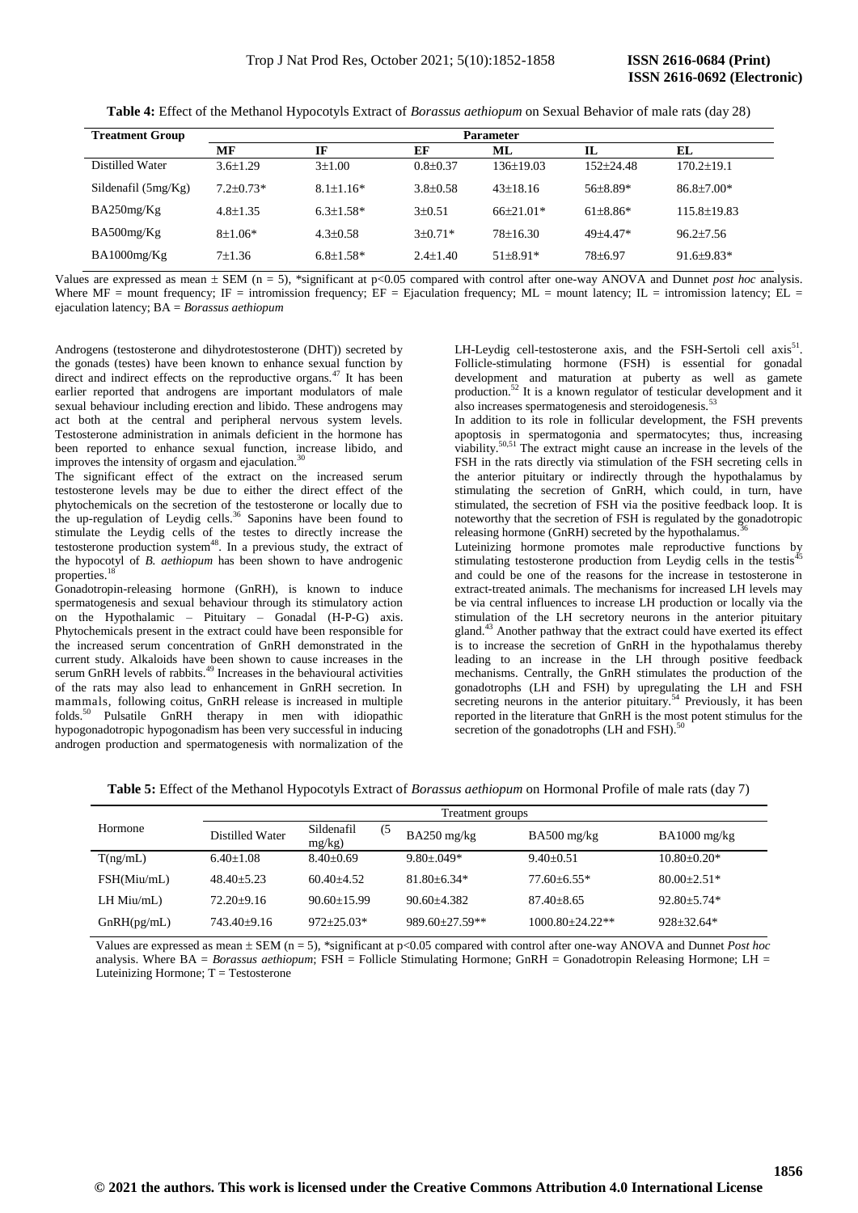**Table 4:** Effect of the Methanol Hypocotyls Extract of *Borassus aethiopum* on Sexual Behavior of male rats (day 28)

| Treatment Group | Parameter | | | | | |
|---|---|---|---|---|---|---|
| | MF | IF | EF | ML | IL | EL |
| Distilled Water | 3.6±1.29 | 3±1.00 | 0.8±0.37 | 136±19.03 | 152±24.48 | 170.2±19.1 |
| Sildenafil (5mg/Kg) | 7.2±0.73* | 8.1±1.16* | 3.8±0.58 | 43±18.16 | 56±8.89* | 86.8±7.00* |
| BA250mg/Kg | 4.8±1.35 | 6.3±1.58* | 3±0.51 | 66±21.01* | 61±8.86* | 115.8±19.83 |
| BA500mg/Kg | 8±1.06* | 4.3±0.58 | 3±0.71* | 78±16.30 | 49±4.47* | 96.2±7.56 |
| BA1000mg/Kg | 7±1.36 | 6.8±1.58* | 2.4±1.40 | 51±8.91* | 78±6.97 | 91.6±9.83* |

Values are expressed as mean ± SEM (n = 5), *significant at p<0.05 compared with control after one-way ANOVA and Dunnet *post hoc* analysis. Where MF = mount frequency; IF = intromission frequency; EF = Ejaculation frequency; ML = mount latency; IL = intromission latency; EL = ejaculation latency; BA = *Borassus aethiopum*

Androgens (testosterone and dihydrotestosterone (DHT)) secreted by the gonads (testes) have been known to enhance sexual function by direct and indirect effects on the reproductive organs.[47] It has been earlier reported that androgens are important modulators of male sexual behaviour including erection and libido. These androgens may act both at the central and peripheral nervous system levels. Testosterone administration in animals deficient in the hormone has been reported to enhance sexual function, increase libido, and improves the intensity of orgasm and ejaculation.[30]

The significant effect of the extract on the increased serum testosterone levels may be due to either the direct effect of the phytochemicals on the secretion of the testosterone or locally due to the up-regulation of Leydig cells.[36] Saponins have been found to stimulate the Leydig cells of the testes to directly increase the testosterone production system[48]. In a previous study, the extract of the hypocotyl of *B. aethiopum* has been shown to have androgenic properties.[18]

Gonadotropin-releasing hormone (GnRH), is known to induce spermatogenesis and sexual behaviour through its stimulatory action on the Hypothalamic – Pituitary – Gonadal (H-P-G) axis. Phytochemicals present in the extract could have been responsible for the increased serum concentration of GnRH demonstrated in the current study. Alkaloids have been shown to cause increases in the serum GnRH levels of rabbits.[49] Increases in the behavioural activities of the rats may also lead to enhancement in GnRH secretion. In mammals, following coitus, GnRH release is increased in multiple folds.[50] Pulsatile GnRH therapy in men with idiopathic hypogonadotropic hypogonadism has been very successful in inducing androgen production and spermatogenesis with normalization of the LH-Leydig cell-testosterone axis, and the FSH-Sertoli cell axis[51]. Follicle-stimulating hormone (FSH) is essential for gonadal development and maturation at puberty as well as gamete production.[52] It is a known regulator of testicular development and it also increases spermatogenesis and steroidogenesis.[53]

In addition to its role in follicular development, the FSH prevents apoptosis in spermatogonia and spermatocytes; thus, increasing viability.[50,51] The extract might cause an increase in the levels of the FSH in the rats directly via stimulation of the FSH secreting cells in the anterior pituitary or indirectly through the hypothalamus by stimulating the secretion of GnRH, which could, in turn, have stimulated, the secretion of FSH via the positive feedback loop. It is noteworthy that the secretion of FSH is regulated by the gonadotropic releasing hormone (GnRH) secreted by the hypothalamus.[36]

Luteinizing hormone promotes male reproductive functions by stimulating testosterone production from Leydig cells in the testis[45] and could be one of the reasons for the increase in testosterone in extract-treated animals. The mechanisms for increased LH levels may be via central influences to increase LH production or locally via the stimulation of the LH secretory neurons in the anterior pituitary gland.[43] Another pathway that the extract could have exerted its effect is to increase the secretion of GnRH in the hypothalamus thereby leading to an increase in the LH through positive feedback mechanisms. Centrally, the GnRH stimulates the production of the gonadotrophs (LH and FSH) by upregulating the LH and FSH secreting neurons in the anterior pituitary.[54] Previously, it has been reported in the literature that GnRH is the most potent stimulus for the secretion of the gonadotrophs (LH and FSH).[50]

**Table 5:** Effect of the Methanol Hypocotyls Extract of *Borassus aethiopum* on Hormonal Profile of male rats (day 7)

| Hormone | Treatment groups | | | | |
|---|---|---|---|---|---|
| | Distilled Water | Sildenafil (5 mg/kg) | BA250 mg/kg | BA500 mg/kg | BA1000 mg/kg |
| T(ng/mL) | 6.40±1.08 | 8.40±0.69 | 9.80±.049* | 9.40±0.51 | 10.80±0.20* |
| FSH(Miu/mL) | 48.40±5.23 | 60.40±4.52 | 81.80±6.34* | 77.60±6.55* | 80.00±2.51* |
| LH Miu/mL) | 72.20±9.16 | 90.60±15.99 | 90.60±4.382 | 87.40±8.65 | 92.80±5.74* |
| GnRH(pg/mL) | 743.40±9.16 | 972±25.03* | 989.60±27.59** | 1000.80±24.22** | 928±32.64* |

Values are expressed as mean ± SEM (n = 5), *significant at p<0.05 compared with control after one-way ANOVA and Dunnet *Post hoc* analysis. Where BA = *Borassus aethiopum*; FSH = Follicle Stimulating Hormone; GnRH = Gonadotropin Releasing Hormone; LH = Luteinizing Hormone; T = Testosterone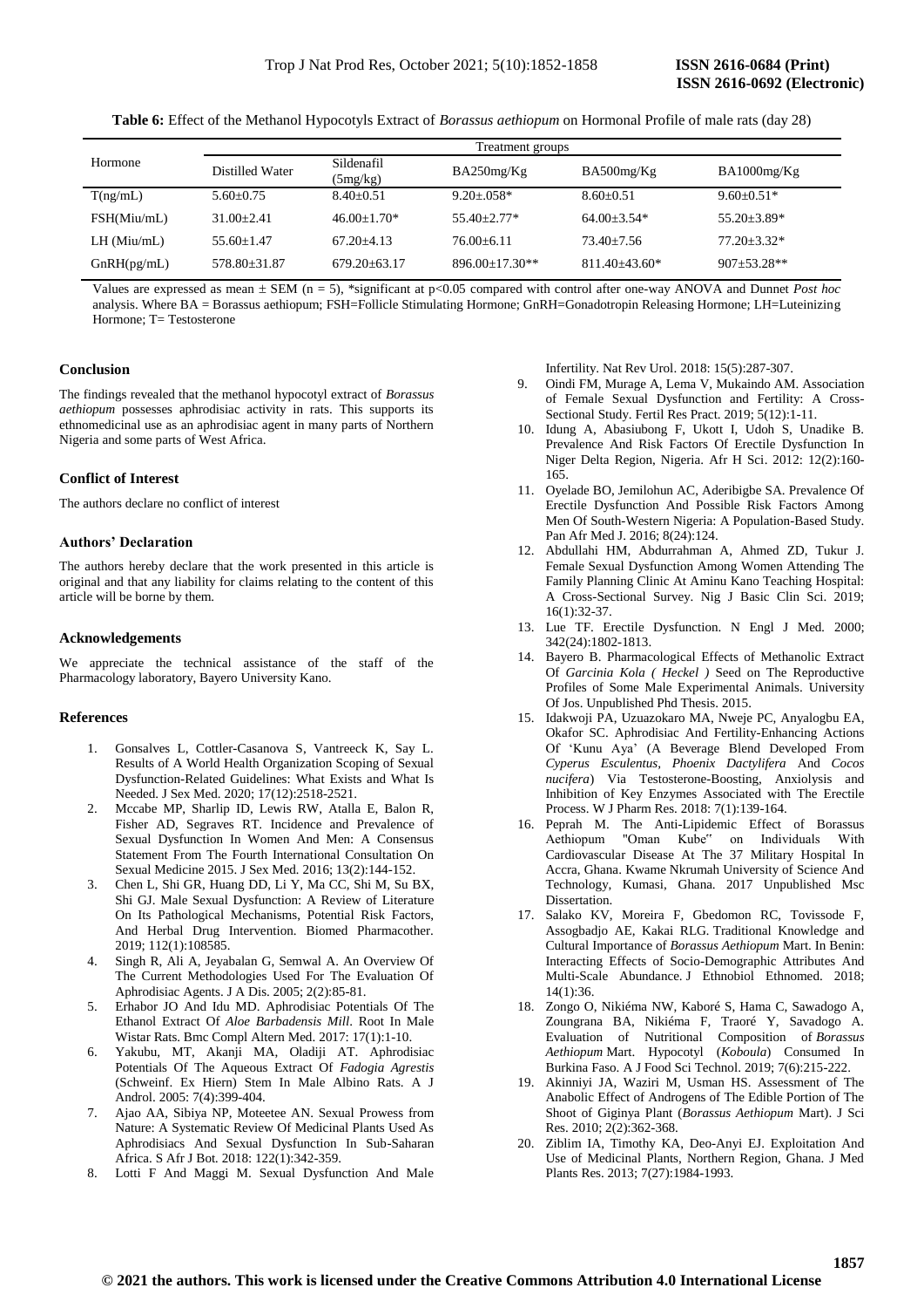**Table 6:** Effect of the Methanol Hypocotyls Extract of *Borassus aethiopum* on Hormonal Profile of male rats (day 28)

| Hormone | Treatment groups | | | | |
|---|---|---|---|---|---|
| | Distilled Water | Sildenafil (5mg/kg) | BA250mg/Kg | BA500mg/Kg | BA1000mg/Kg |
| T(ng/mL) | 5.60±0.75 | 8.40±0.51 | 9.20±.058* | 8.60±0.51 | 9.60±0.51* |
| FSH(Miu/mL) | 31.00±2.41 | 46.00±1.70* | 55.40±2.77* | 64.00±3.54* | 55.20±3.89* |
| LH (Miu/mL) | 55.60±1.47 | 67.20±4.13 | 76.00±6.11 | 73.40±7.56 | 77.20±3.32* |
| GnRH(pg/mL) | 578.80±31.87 | 679.20±63.17 | 896.00±17.30** | 811.40±43.60* | 907±53.28** |

Values are expressed as mean ± SEM (n = 5), *significant at p<0.05 compared with control after one-way ANOVA and Dunnet *Post hoc* analysis. Where BA = Borassus aethiopum; FSH=Follicle Stimulating Hormone; GnRH=Gonadotropin Releasing Hormone; LH=Luteinizing Hormone; T= Testosterone

## Conclusion

The findings revealed that the methanol hypocotyl extract of *Borassus aethiopum* possesses aphrodisiac activity in rats. This supports its ethnomedicinal use as an aphrodisiac agent in many parts of Northern Nigeria and some parts of West Africa.

## Conflict of Interest

The authors declare no conflict of interest

## Authors' Declaration

The authors hereby declare that the work presented in this article is original and that any liability for claims relating to the content of this article will be borne by them.

## Acknowledgements

We appreciate the technical assistance of the staff of the Pharmacology laboratory, Bayero University Kano.

## References

1. Gonsalves L, Cottler-Casanova S, Vantreeck K, Say L. Results of A World Health Organization Scoping of Sexual Dysfunction-Related Guidelines: What Exists and What Is Needed. J Sex Med. 2020; 17(12):2518-2521.
2. Mccabe MP, Sharlip ID, Lewis RW, Atalla E, Balon R, Fisher AD, Segraves RT. Incidence and Prevalence of Sexual Dysfunction In Women And Men: A Consensus Statement From The Fourth International Consultation On Sexual Medicine 2015. J Sex Med. 2016; 13(2):144-152.
3. Chen L, Shi GR, Huang DD, Li Y, Ma CC, Shi M, Su BX, Shi GJ. Male Sexual Dysfunction: A Review of Literature On Its Pathological Mechanisms, Potential Risk Factors, And Herbal Drug Intervention. Biomed Pharmacother. 2019; 112(1):108585.
4. Singh R, Ali A, Jeyabalan G, Semwal A. An Overview Of The Current Methodologies Used For The Evaluation Of Aphrodisiac Agents. J A Dis. 2005; 2(2):85-81.
5. Erhabor JO And Idu MD. Aphrodisiac Potentials Of The Ethanol Extract Of *Aloe Barbadensis Mill*. Root In Male Wistar Rats. Bmc Compl Altern Med. 2017: 17(1):1-10.
6. Yakubu, MT, Akanji MA, Oladiji AT. Aphrodisiac Potentials Of The Aqueous Extract Of *Fadogia Agrestis* (Schweinf. Ex Hiern) Stem In Male Albino Rats. A J Androl. 2005: 7(4):399-404.
7. Ajao AA, Sibiya NP, Moteetee AN. Sexual Prowess from Nature: A Systematic Review Of Medicinal Plants Used As Aphrodisiacs And Sexual Dysfunction In Sub-Saharan Africa. S Afr J Bot. 2018: 122(1):342-359.
8. Lotti F And Maggi M. Sexual Dysfunction And Male Infertility. Nat Rev Urol. 2018: 15(5):287-307.
9. Oindi FM, Murage A, Lema V, Mukaindo AM. Association of Female Sexual Dysfunction and Fertility: A Cross-Sectional Study. Fertil Res Pract. 2019; 5(12):1-11.
10. Idung A, Abasiubong F, Ukott I, Udoh S, Unadike B. Prevalence And Risk Factors Of Erectile Dysfunction In Niger Delta Region, Nigeria. Afr H Sci. 2012: 12(2):160-165.
11. Oyelade BO, Jemilohun AC, Aderibigbe SA. Prevalence Of Erectile Dysfunction And Possible Risk Factors Among Men Of South-Western Nigeria: A Population-Based Study. Pan Afr Med J. 2016; 8(24):124.
12. Abdullahi HM, Abdurrahman A, Ahmed ZD, Tukur J. Female Sexual Dysfunction Among Women Attending The Family Planning Clinic At Aminu Kano Teaching Hospital: A Cross-Sectional Survey. Nig J Basic Clin Sci. 2019; 16(1):32-37.
13. Lue TF. Erectile Dysfunction. N Engl J Med. 2000; 342(24):1802-1813.
14. Bayero B. Pharmacological Effects of Methanolic Extract Of *Garcinia Kola ( Heckel )* Seed on The Reproductive Profiles of Some Male Experimental Animals. University Of Jos. Unpublished Phd Thesis. 2015.
15. Idakwoji PA, Uzuazokaro MA, Nweje PC, Anyalogbu EA, Okafor SC. Aphrodisiac And Fertility-Enhancing Actions Of 'Kunu Aya' (A Beverage Blend Developed From *Cyperus Esculentus*, *Phoenix Dactylifera* And *Cocos nucifera*) Via Testosterone-Boosting, Anxiolysis and Inhibition of Key Enzymes Associated with The Erectile Process. W J Pharm Res. 2018: 7(1):139-164.
16. Peprah M. The Anti-Lipidemic Effect of Borassus Aethiopum "Oman Kube" on Individuals With Cardiovascular Disease At The 37 Military Hospital In Accra, Ghana. Kwame Nkrumah University of Science And Technology, Kumasi, Ghana. 2017 Unpublished Msc Dissertation.
17. Salako KV, Moreira F, Gbedomon RC, Tovissode F, Assogbadjo AE, Kakai RLG. Traditional Knowledge and Cultural Importance of *Borassus Aethiopum* Mart. In Benin: Interacting Effects of Socio-Demographic Attributes And Multi-Scale Abundance. J Ethnobiol Ethnomed. 2018; 14(1):36.
18. Zongo O, Nikiéma NW, Kaboré S, Hama C, Sawadogo A, Zoungrana BA, Nikiéma F, Traoré Y, Savadogo A. Evaluation of Nutritional Composition of *Borassus Aethiopum* Mart. Hypocotyl (*Koboula*) Consumed In Burkina Faso. A J Food Sci Technol. 2019; 7(6):215-222.
19. Akinniyi JA, Waziri M, Usman HS. Assessment of The Anabolic Effect of Androgens of The Edible Portion of The Shoot of Giginya Plant (*Borassus Aethiopum* Mart). J Sci Res. 2010; 2(2):362-368.
20. Ziblim IA, Timothy KA, Deo-Anyi EJ. Exploitation And Use of Medicinal Plants, Northern Region, Ghana. J Med Plants Res. 2013; 7(27):1984-1993.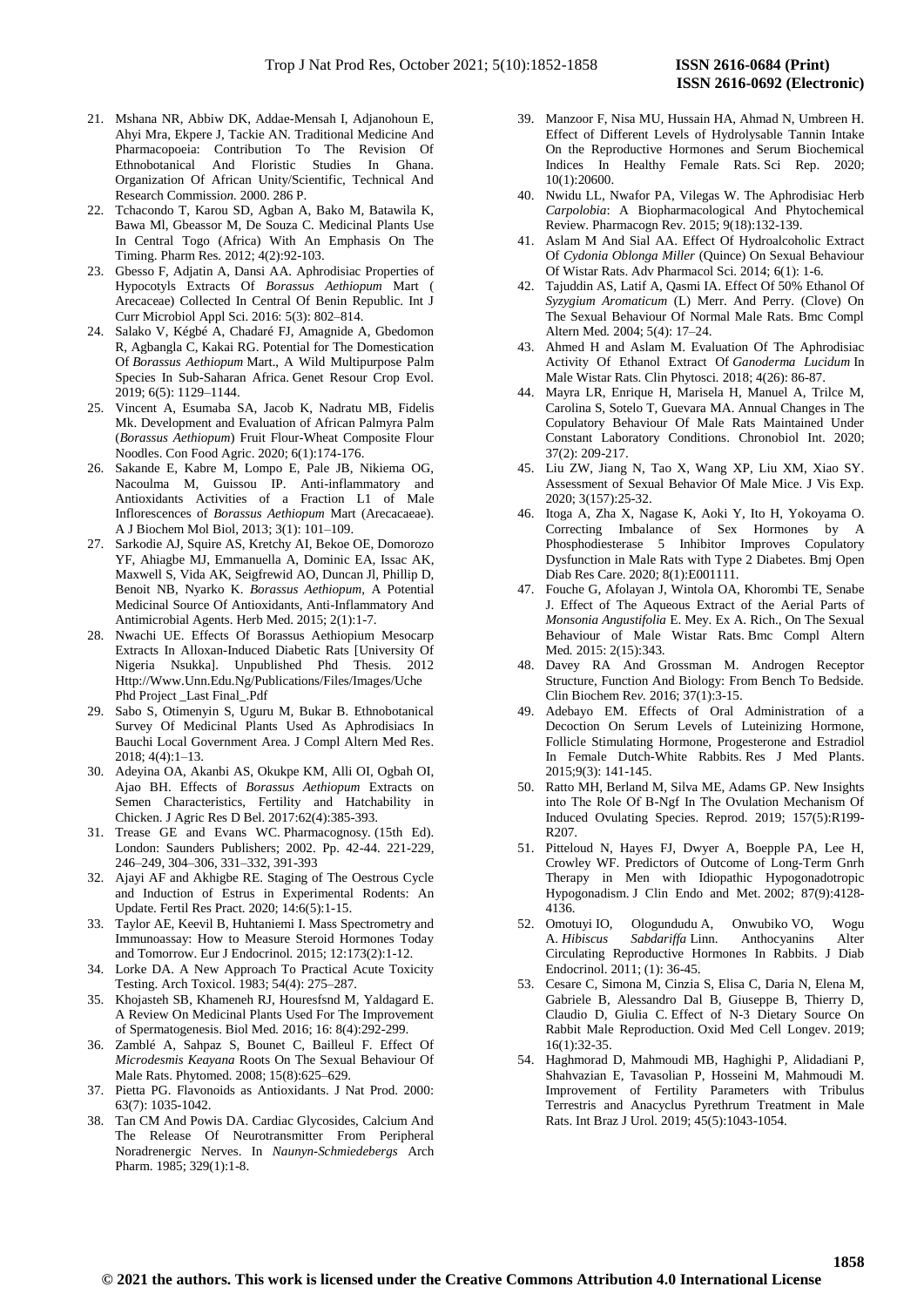21. Mshana NR, Abbiw DK, Addae-Mensah I, Adjanohoun E, Ahyi Mra, Ekpere J, Tackie AN. Traditional Medicine And Pharmacopoeia: Contribution To The Revision Of Ethnobotanical And Floristic Studies In Ghana. Organization Of African Unity/Scientific, Technical And Research Commission. 2000. 286 P.
22. Tchacondo T, Karou SD, Agban A, Bako M, Batawila K, Bawa Ml, Gbeassor M, De Souza C. Medicinal Plants Use In Central Togo (Africa) With An Emphasis On The Timing. Pharm Res. 2012; 4(2):92-103.
23. Gbesso F, Adjatin A, Dansi AA. Aphrodisiac Properties of Hypocotyls Extracts Of *Borassus Aethiopum* Mart ( Arecaceae) Collected In Central Of Benin Republic. Int J Curr Microbiol Appl Sci. 2016: 5(3): 802–814.
24. Salako V, Kégbé A, Chadaré FJ, Amagnide A, Gbedomon R, Agbangla C, Kakai RG. Potential for The Domestication Of *Borassus Aethiopum* Mart., A Wild Multipurpose Palm Species In Sub-Saharan Africa. Genet Resour Crop Evol. 2019; 6(5): 1129–1144.
25. Vincent A, Esumaba SA, Jacob K, Nadratu MB, Fidelis Mk. Development and Evaluation of African Palmyra Palm (*Borassus Aethiopum*) Fruit Flour-Wheat Composite Flour Noodles. Con Food Agric. 2020; 6(1):174-176.
26. Sakande E, Kabre M, Lompo E, Pale JB, Nikiema OG, Nacoulma M, Guissou IP. Anti-inflammatory and Antioxidants Activities of a Fraction L1 of Male Inflorescences of *Borassus Aethiopum* Mart (Arecaceae). A J Biochem Mol Biol, 2013; 3(1): 101–109.
27. Sarkodie AJ, Squire AS, Kretchy AI, Bekoe OE, Domorozo YF, Ahiagbe MJ, Emmanuella A, Dominic EA, Issac AK, Maxwell S, Vida AK, Seigfrewid AO, Duncan Jl, Phillip D, Benoit NB, Nyarko K. *Borassus Aethiopum*, A Potential Medicinal Source Of Antioxidants, Anti-Inflammatory And Antimicrobial Agents. Herb Med. 2015; 2(1):1-7.
28. Nwachi UE. Effects Of Borassus Aethiopium Mesocarp Extracts In Alloxan-Induced Diabetic Rats [University Of Nigeria Nsukka]. Unpublished Phd Thesis. 2012 Http://Www.Unn.Edu.Ng/Publications/Files/Images/Uche Phd Project _Last Final_.Pdf
29. Sabo S, Otimenyin S, Uguru M, Bukar B. Ethnobotanical Survey Of Medicinal Plants Used As Aphrodisiacs In Bauchi Local Government Area. J Compl Altern Med Res. 2018; 4(4):1–13.
30. Adeyina OA, Akanbi AS, Okukpe KM, Alli OI, Ogbah OI, Ajao BH. Effects of *Borassus Aethiopum* Extracts on Semen Characteristics, Fertility and Hatchability in Chicken. J Agric Res D Bel. 2017:62(4):385-393.
31. Trease GE and Evans WC. Pharmacognosy. (15th Ed). London: Saunders Publishers; 2002. Pp. 42-44. 221-229, 246–249, 304–306, 331–332, 391-393
32. Ajayi AF and Akhigbe RE. Staging of The Oestrous Cycle and Induction of Estrus in Experimental Rodents: An Update. Fertil Res Pract. 2020; 14:6(5):1-15.
33. Taylor AE, Keevil B, Huhtaniemi I. Mass Spectrometry and Immunoassay: How to Measure Steroid Hormones Today and Tomorrow. Eur J Endocrinol. 2015; 12:173(2):1-12.
34. Lorke DA. A New Approach To Practical Acute Toxicity Testing. Arch Toxicol. 1983; 54(4): 275–287.
35. Khojasteh SB, Khameneh RJ, Houresfsnd M, Yaldagard E. A Review On Medicinal Plants Used For The Improvement of Spermatogenesis. Biol Med. 2016; 16: 8(4):292-299.
36. Zamblé A, Sahpaz S, Bounet C, Bailleul F. Effect Of *Microdesmis Keayana* Roots On The Sexual Behaviour Of Male Rats. Phytomed. 2008; 15(8):625–629.
37. Pietta PG. Flavonoids as Antioxidants. J Nat Prod. 2000: 63(7): 1035-1042.
38. Tan CM And Powis DA. Cardiac Glycosides, Calcium And The Release Of Neurotransmitter From Peripheral Noradrenergic Nerves. In *Naunyn-Schmiedebergs* Arch Pharm. 1985; 329(1):1-8.
39. Manzoor F, Nisa MU, Hussain HA, Ahmad N, Umbreen H. Effect of Different Levels of Hydrolysable Tannin Intake On the Reproductive Hormones and Serum Biochemical Indices In Healthy Female Rats. Sci Rep. 2020; 10(1):20600.
40. Nwidu LL, Nwafor PA, Vilegas W. The Aphrodisiac Herb *Carpolobia*: A Biopharmacological And Phytochemical Review. Pharmacogn Rev. 2015; 9(18):132-139.
41. Aslam M And Sial AA. Effect Of Hydroalcoholic Extract Of *Cydonia Oblonga Miller* (Quince) On Sexual Behaviour Of Wistar Rats. Adv Pharmacol Sci. 2014; 6(1): 1-6.
42. Tajuddin AS, Latif A, Qasmi IA. Effect Of 50% Ethanol Of *Syzygium Aromaticum* (L) Merr. And Perry. (Clove) On The Sexual Behaviour Of Normal Male Rats. Bmc Compl Altern Med. 2004; 5(4): 17–24.
43. Ahmed H and Aslam M. Evaluation Of The Aphrodisiac Activity Of Ethanol Extract Of *Ganoderma Lucidum* In Male Wistar Rats. Clin Phytosci. 2018; 4(26): 86-87.
44. Mayra LR, Enrique H, Marisela H, Manuel A, Trilce M, Carolina S, Sotelo T, Guevara MA. Annual Changes in The Copulatory Behaviour Of Male Rats Maintained Under Constant Laboratory Conditions. Chronobiol Int. 2020; 37(2): 209-217.
45. Liu ZW, Jiang N, Tao X, Wang XP, Liu XM, Xiao SY. Assessment of Sexual Behavior Of Male Mice. J Vis Exp. 2020; 3(157):25-32.
46. Itoga A, Zha X, Nagase K, Aoki Y, Ito H, Yokoyama O. Correcting Imbalance of Sex Hormones by A Phosphodiesterase 5 Inhibitor Improves Copulatory Dysfunction in Male Rats with Type 2 Diabetes. Bmj Open Diab Res Care. 2020; 8(1):E001111.
47. Fouche G, Afolayan J, Wintola OA, Khorombi TE, Senabe J. Effect of The Aqueous Extract of the Aerial Parts of *Monsonia Angustifolia* E. Mey. Ex A. Rich., On The Sexual Behaviour of Male Wistar Rats. Bmc Compl Altern Med. 2015: 2(15):343.
48. Davey RA And Grossman M. Androgen Receptor Structure, Function And Biology: From Bench To Bedside. Clin Biochem Rev. 2016; 37(1):3-15.
49. Adebayo EM. Effects of Oral Administration of a Decoction On Serum Levels of Luteinizing Hormone, Follicle Stimulating Hormone, Progesterone and Estradiol In Female Dutch-White Rabbits. Res J Med Plants. 2015;9(3): 141-145.
50. Ratto MH, Berland M, Silva ME, Adams GP. New Insights into The Role Of B-Ngf In The Ovulation Mechanism Of Induced Ovulating Species. Reprod. 2019; 157(5):R199-R207.
51. Pitteloud N, Hayes FJ, Dwyer A, Boepple PA, Lee H, Crowley WF. Predictors of Outcome of Long-Term Gnrh Therapy in Men with Idiopathic Hypogonadotropic Hypogonadism. J Clin Endo and Met. 2002; 87(9):4128-4136.
52. Omotuyi IO, Ologundudu A, Onwubiko VO, Wogu A. *Hibiscus Sabdariffa* Linn. Anthocyanins Alter Circulating Reproductive Hormones In Rabbits. J Diab Endocrinol. 2011; (1): 36-45.
53. Cesare C, Simona M, Cinzia S, Elisa C, Daria N, Elena M, Gabriele B, Alessandro Dal B, Giuseppe B, Thierry D, Claudio D, Giulia C. Effect of N-3 Dietary Source On Rabbit Male Reproduction. Oxid Med Cell Longev. 2019; 16(1):32-35.
54. Haghmorad D, Mahmoudi MB, Haghighi P, Alidadiani P, Shahvazian E, Tavasolian P, Hosseini M, Mahmoudi M. Improvement of Fertility Parameters with Tribulus Terrestris and Anacyclus Pyrethrum Treatment in Male Rats. Int Braz J Urol. 2019; 45(5):1043-1054.

**© 2021 the authors. This work is licensed under the Creative Commons Attribution 4.0 International License**